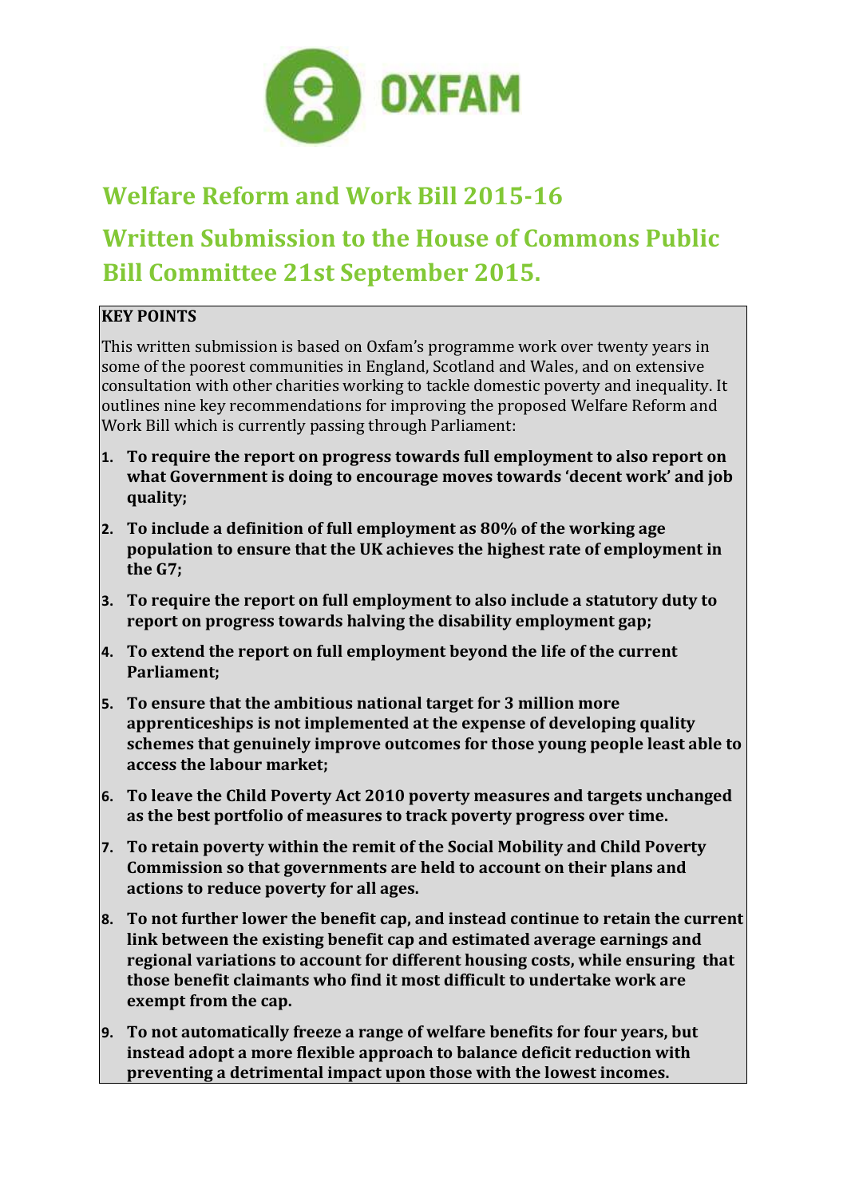OXFAM

# Welfare Reform and Work Bill 2015-16

# Written Submission to the House of Commons Public Bill Committee 21st September 2015.

**KEY POINTS**

This written submission is based on Oxfam's programme work over twenty years in some of the poorest communities in England, Scotland and Wales, and on extensive consultation with other charities working to tackle domestic poverty and inequality. It outlines nine key recommendations for improving the proposed Welfare Reform and Work Bill which is currently passing through Parliament:

1. **To require the report on progress towards full employment to also report on what Government is doing to encourage moves towards 'decent work' and job quality;**
2. **To include a definition of full employment as 80% of the working age population to ensure that the UK achieves the highest rate of employment in the G7;**
3. **To require the report on full employment to also include a statutory duty to report on progress towards halving the disability employment gap;**
4. **To extend the report on full employment beyond the life of the current Parliament;**
5. **To ensure that the ambitious national target for 3 million more apprenticeships is not implemented at the expense of developing quality schemes that genuinely improve outcomes for those young people least able to access the labour market;**
6. **To leave the Child Poverty Act 2010 poverty measures and targets unchanged as the best portfolio of measures to track poverty progress over time.**
7. **To retain poverty within the remit of the Social Mobility and Child Poverty Commission so that governments are held to account on their plans and actions to reduce poverty for all ages.**
8. **To not further lower the benefit cap, and instead continue to retain the current link between the existing benefit cap and estimated average earnings and regional variations to account for different housing costs, while ensuring that those benefit claimants who find it most difficult to undertake work are exempt from the cap.**
9. **To not automatically freeze a range of welfare benefits for four years, but instead adopt a more flexible approach to balance deficit reduction with preventing a detrimental impact upon those with the lowest incomes.**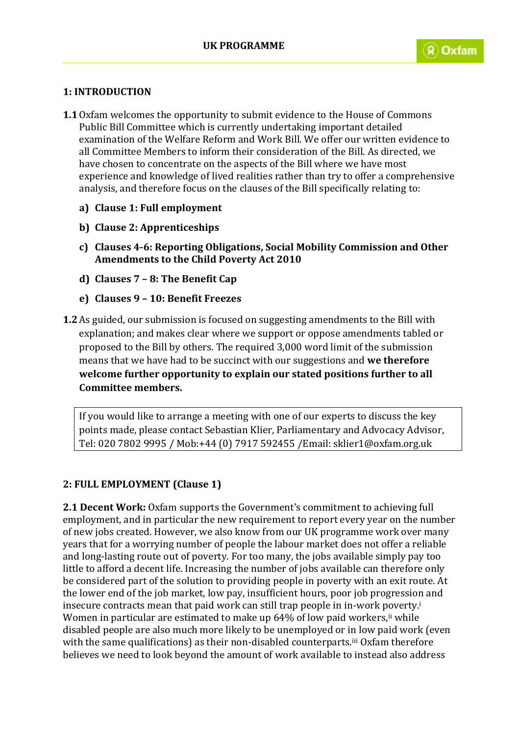## 1: INTRODUCTION

**1.1** Oxfam welcomes the opportunity to submit evidence to the House of Commons Public Bill Committee which is currently undertaking important detailed examination of the Welfare Reform and Work Bill. We offer our written evidence to all Committee Members to inform their consideration of the Bill. As directed, we have chosen to concentrate on the aspects of the Bill where we have most experience and knowledge of lived realities rather than try to offer a comprehensive analysis, and therefore focus on the clauses of the Bill specifically relating to:

a) **Clause 1: Full employment**

b) **Clause 2: Apprenticeships**

c) **Clauses 4-6: Reporting Obligations, Social Mobility Commission and Other Amendments to the Child Poverty Act 2010**

d) **Clauses 7 – 8: The Benefit Cap**

e) **Clauses 9 – 10: Benefit Freezes**

**1.2** As guided, our submission is focused on suggesting amendments to the Bill with explanation; and makes clear where we support or oppose amendments tabled or proposed to the Bill by others. The required 3,000 word limit of the submission means that we have had to be succinct with our suggestions and **we therefore welcome further opportunity to explain our stated positions further to all Committee members.**

> If you would like to arrange a meeting with one of our experts to discuss the key points made, please contact Sebastian Klier, Parliamentary and Advocacy Advisor, Tel: 020 7802 9995 / Mob:+44 (0) 7917 592455 /Email: sklier1@oxfam.org.uk

## 2: FULL EMPLOYMENT (Clause 1)

**2.1 Decent Work:** Oxfam supports the Government's commitment to achieving full employment, and in particular the new requirement to report every year on the number of new jobs created. However, we also know from our UK programme work over many years that for a worrying number of people the labour market does not offer a reliable and long-lasting route out of poverty. For too many, the jobs available simply pay too little to afford a decent life. Increasing the number of jobs available can therefore only be considered part of the solution to providing people in poverty with an exit route. At the lower end of the job market, low pay, insufficient hours, poor job progression and insecure contracts mean that paid work can still trap people in in-work poverty.[i] Women in particular are estimated to make up 64% of low paid workers,[ii] while disabled people are also much more likely to be unemployed or in low paid work (even with the same qualifications) as their non-disabled counterparts.[iii] Oxfam therefore believes we need to look beyond the amount of work available to instead also address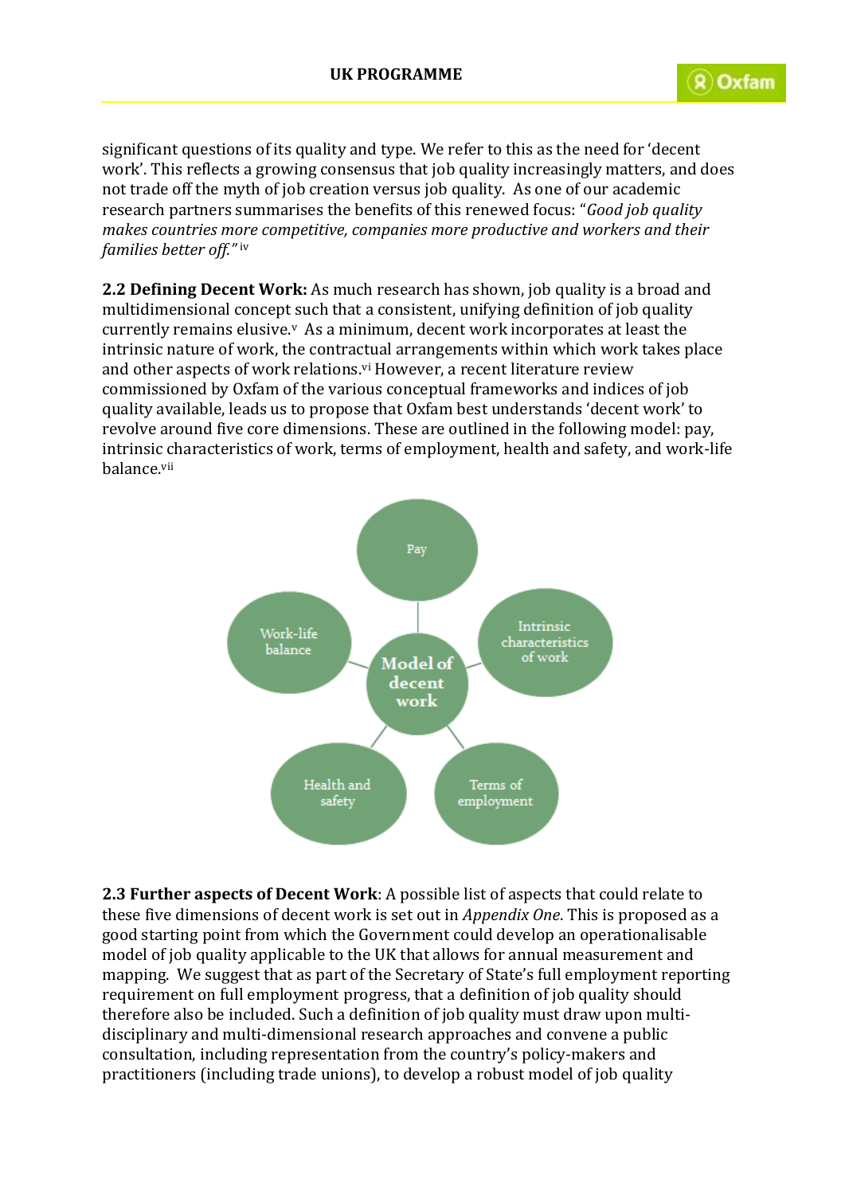significant questions of its quality and type. We refer to this as the need for 'decent work'. This reflects a growing consensus that job quality increasingly matters, and does not trade off the myth of job creation versus job quality. As one of our academic research partners summarises the benefits of this renewed focus: "*Good job quality makes countries more competitive, companies more productive and workers and their families better off.*"[iv]

**2.2 Defining Decent Work:** As much research has shown, job quality is a broad and multidimensional concept such that a consistent, unifying definition of job quality currently remains elusive.[v] As a minimum, decent work incorporates at least the intrinsic nature of work, the contractual arrangements within which work takes place and other aspects of work relations.[vi] However, a recent literature review commissioned by Oxfam of the various conceptual frameworks and indices of job quality available, leads us to propose that Oxfam best understands 'decent work' to revolve around five core dimensions. These are outlined in the following model: pay, intrinsic characteristics of work, terms of employment, health and safety, and work-life balance.[vii]

Model of decent work: Pay; Intrinsic characteristics of work; Terms of employment; Health and safety; Work-life balance

**2.3 Further aspects of Decent Work**: A possible list of aspects that could relate to these five dimensions of decent work is set out in *Appendix One*. This is proposed as a good starting point from which the Government could develop an operationalisable model of job quality applicable to the UK that allows for annual measurement and mapping. We suggest that as part of the Secretary of State's full employment reporting requirement on full employment progress, that a definition of job quality should therefore also be included. Such a definition of job quality must draw upon multi-disciplinary and multi-dimensional research approaches and convene a public consultation, including representation from the country's policy-makers and practitioners (including trade unions), to develop a robust model of job quality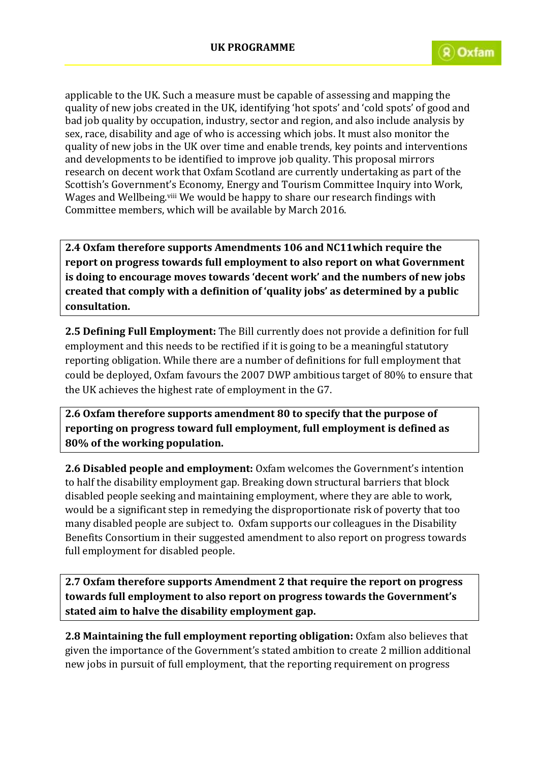applicable to the UK. Such a measure must be capable of assessing and mapping the quality of new jobs created in the UK, identifying 'hot spots' and 'cold spots' of good and bad job quality by occupation, industry, sector and region, and also include analysis by sex, race, disability and age of who is accessing which jobs. It must also monitor the quality of new jobs in the UK over time and enable trends, key points and interventions and developments to be identified to improve job quality. This proposal mirrors research on decent work that Oxfam Scotland are currently undertaking as part of the Scottish's Government's Economy, Energy and Tourism Committee Inquiry into Work, Wages and Wellbeing.[viii] We would be happy to share our research findings with Committee members, which will be available by March 2016.

**2.4 Oxfam therefore supports Amendments 106 and NC11which require the report on progress towards full employment to also report on what Government is doing to encourage moves towards 'decent work' and the numbers of new jobs created that comply with a definition of 'quality jobs' as determined by a public consultation.**

**2.5 Defining Full Employment:** The Bill currently does not provide a definition for full employment and this needs to be rectified if it is going to be a meaningful statutory reporting obligation. While there are a number of definitions for full employment that could be deployed, Oxfam favours the 2007 DWP ambitious target of 80% to ensure that the UK achieves the highest rate of employment in the G7.

**2.6 Oxfam therefore supports amendment 80 to specify that the purpose of reporting on progress toward full employment, full employment is defined as 80% of the working population.**

**2.6 Disabled people and employment:** Oxfam welcomes the Government's intention to half the disability employment gap. Breaking down structural barriers that block disabled people seeking and maintaining employment, where they are able to work, would be a significant step in remedying the disproportionate risk of poverty that too many disabled people are subject to. Oxfam supports our colleagues in the Disability Benefits Consortium in their suggested amendment to also report on progress towards full employment for disabled people.

**2.7 Oxfam therefore supports Amendment 2 that require the report on progress towards full employment to also report on progress towards the Government's stated aim to halve the disability employment gap.**

**2.8 Maintaining the full employment reporting obligation:** Oxfam also believes that given the importance of the Government's stated ambition to create 2 million additional new jobs in pursuit of full employment, that the reporting requirement on progress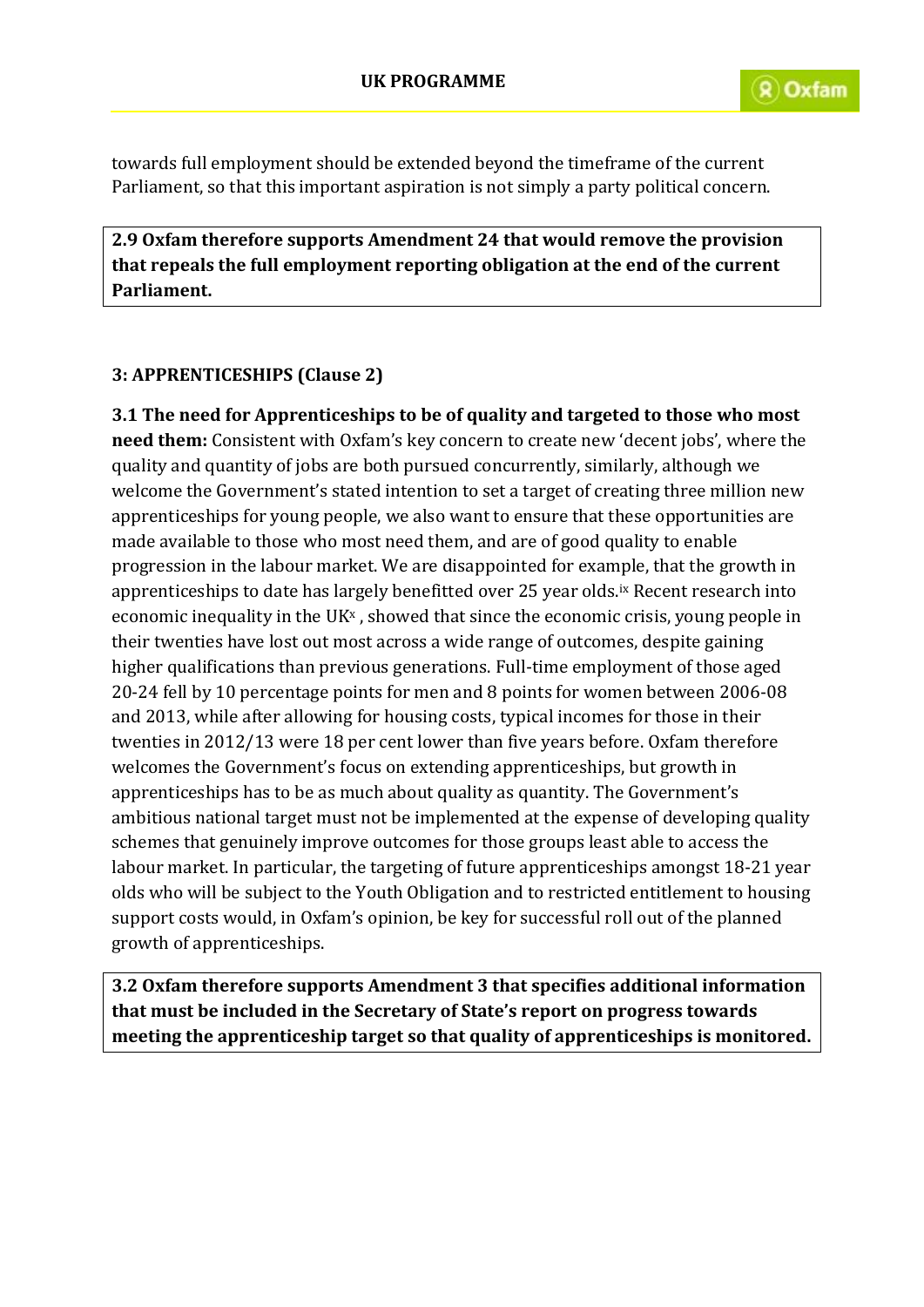towards full employment should be extended beyond the timeframe of the current Parliament, so that this important aspiration is not simply a party political concern.

**2.9 Oxfam therefore supports Amendment 24 that would remove the provision that repeals the full employment reporting obligation at the end of the current Parliament.**

### 3: APPRENTICESHIPS (Clause 2)

**3.1 The need for Apprenticeships to be of quality and targeted to those who most need them:** Consistent with Oxfam's key concern to create new 'decent jobs', where the quality and quantity of jobs are both pursued concurrently, similarly, although we welcome the Government's stated intention to set a target of creating three million new apprenticeships for young people, we also want to ensure that these opportunities are made available to those who most need them, and are of good quality to enable progression in the labour market. We are disappointed for example, that the growth in apprenticeships to date has largely benefitted over 25 year olds.[ix] Recent research into economic inequality in the UK[x], showed that since the economic crisis, young people in their twenties have lost out most across a wide range of outcomes, despite gaining higher qualifications than previous generations. Full-time employment of those aged 20-24 fell by 10 percentage points for men and 8 points for women between 2006-08 and 2013, while after allowing for housing costs, typical incomes for those in their twenties in 2012/13 were 18 per cent lower than five years before. Oxfam therefore welcomes the Government's focus on extending apprenticeships, but growth in apprenticeships has to be as much about quality as quantity. The Government's ambitious national target must not be implemented at the expense of developing quality schemes that genuinely improve outcomes for those groups least able to access the labour market. In particular, the targeting of future apprenticeships amongst 18-21 year olds who will be subject to the Youth Obligation and to restricted entitlement to housing support costs would, in Oxfam's opinion, be key for successful roll out of the planned growth of apprenticeships.

**3.2 Oxfam therefore supports Amendment 3 that specifies additional information that must be included in the Secretary of State's report on progress towards meeting the apprenticeship target so that quality of apprenticeships is monitored.**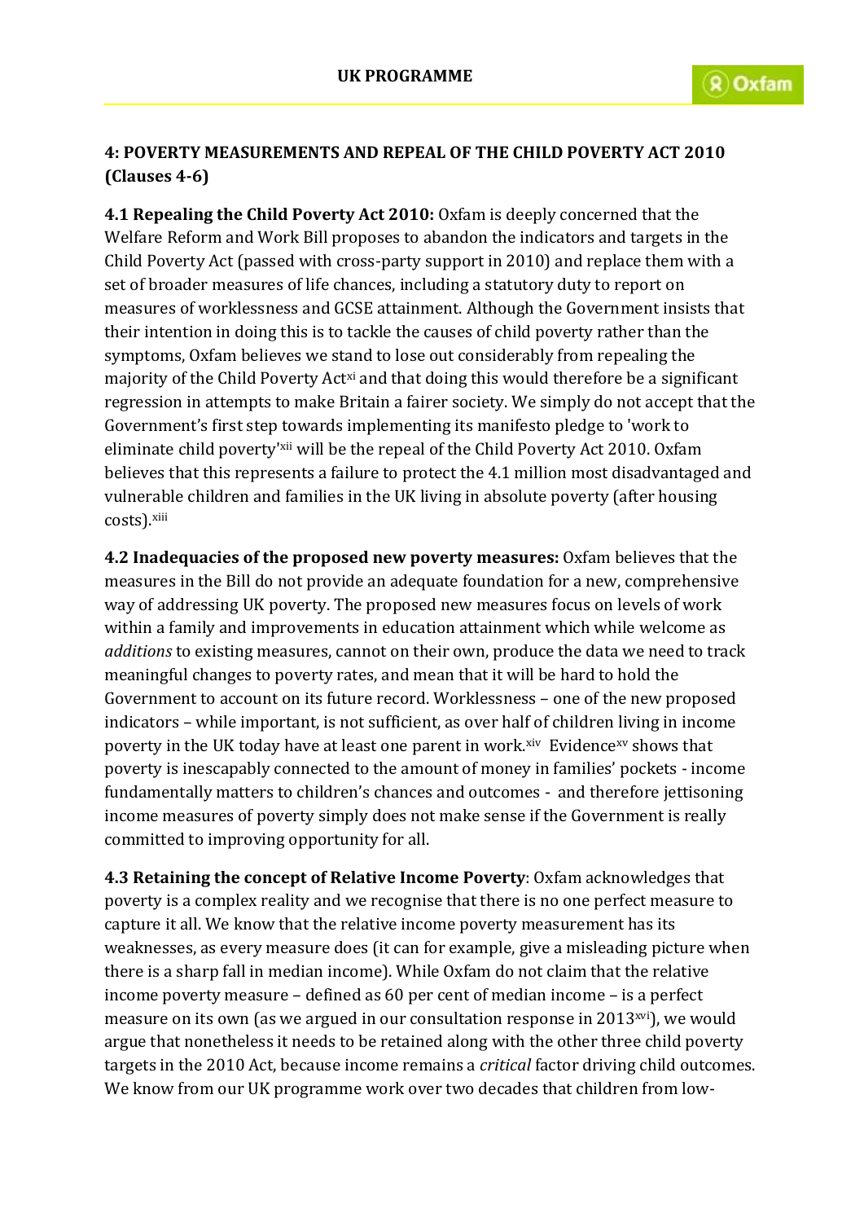## 4: POVERTY MEASUREMENTS AND REPEAL OF THE CHILD POVERTY ACT 2010 (Clauses 4-6)

**4.1 Repealing the Child Poverty Act 2010:** Oxfam is deeply concerned that the Welfare Reform and Work Bill proposes to abandon the indicators and targets in the Child Poverty Act (passed with cross-party support in 2010) and replace them with a set of broader measures of life chances, including a statutory duty to report on measures of worklessness and GCSE attainment. Although the Government insists that their intention in doing this is to tackle the causes of child poverty rather than the symptoms, Oxfam believes we stand to lose out considerably from repealing the majority of the Child Poverty Act[xi] and that doing this would therefore be a significant regression in attempts to make Britain a fairer society. We simply do not accept that the Government's first step towards implementing its manifesto pledge to 'work to eliminate child poverty'[xii] will be the repeal of the Child Poverty Act 2010. Oxfam believes that this represents a failure to protect the 4.1 million most disadvantaged and vulnerable children and families in the UK living in absolute poverty (after housing costs).[xiii]

**4.2 Inadequacies of the proposed new poverty measures:** Oxfam believes that the measures in the Bill do not provide an adequate foundation for a new, comprehensive way of addressing UK poverty. The proposed new measures focus on levels of work within a family and improvements in education attainment which while welcome as *additions* to existing measures, cannot on their own, produce the data we need to track meaningful changes to poverty rates, and mean that it will be hard to hold the Government to account on its future record. Worklessness – one of the new proposed indicators – while important, is not sufficient, as over half of children living in income poverty in the UK today have at least one parent in work.[xiv] Evidence[xv] shows that poverty is inescapably connected to the amount of money in families' pockets - income fundamentally matters to children's chances and outcomes - and therefore jettisoning income measures of poverty simply does not make sense if the Government is really committed to improving opportunity for all.

**4.3 Retaining the concept of Relative Income Poverty**: Oxfam acknowledges that poverty is a complex reality and we recognise that there is no one perfect measure to capture it all. We know that the relative income poverty measurement has its weaknesses, as every measure does (it can for example, give a misleading picture when there is a sharp fall in median income). While Oxfam do not claim that the relative income poverty measure – defined as 60 per cent of median income – is a perfect measure on its own (as we argued in our consultation response in 2013[xvi]), we would argue that nonetheless it needs to be retained along with the other three child poverty targets in the 2010 Act, because income remains a *critical* factor driving child outcomes. We know from our UK programme work over two decades that children from low-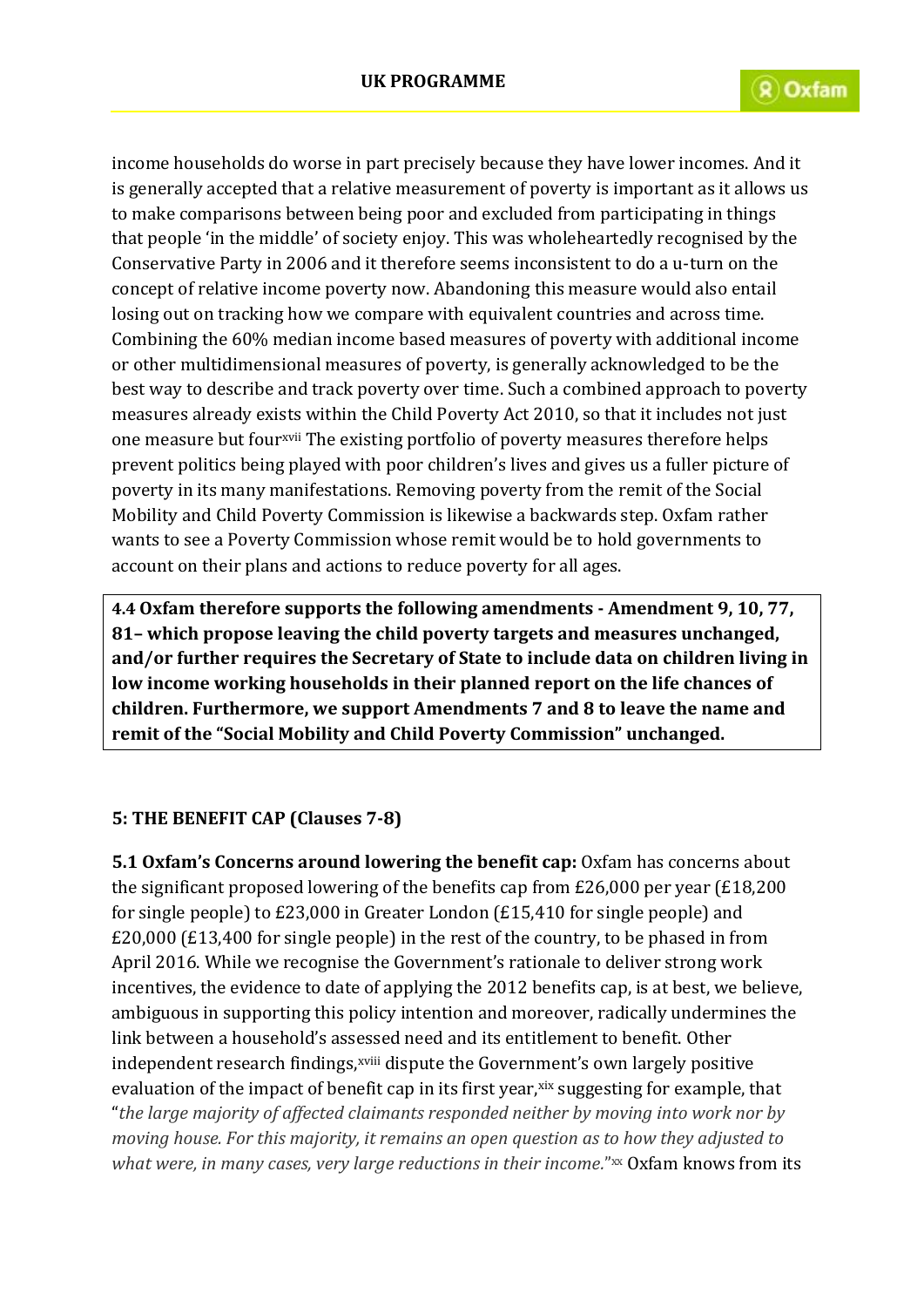income households do worse in part precisely because they have lower incomes. And it is generally accepted that a relative measurement of poverty is important as it allows us to make comparisons between being poor and excluded from participating in things that people 'in the middle' of society enjoy. This was wholeheartedly recognised by the Conservative Party in 2006 and it therefore seems inconsistent to do a u-turn on the concept of relative income poverty now. Abandoning this measure would also entail losing out on tracking how we compare with equivalent countries and across time. Combining the 60% median income based measures of poverty with additional income or other multidimensional measures of poverty, is generally acknowledged to be the best way to describe and track poverty over time. Such a combined approach to poverty measures already exists within the Child Poverty Act 2010, so that it includes not just one measure but four[xvii] The existing portfolio of poverty measures therefore helps prevent politics being played with poor children's lives and gives us a fuller picture of poverty in its many manifestations. Removing poverty from the remit of the Social Mobility and Child Poverty Commission is likewise a backwards step. Oxfam rather wants to see a Poverty Commission whose remit would be to hold governments to account on their plans and actions to reduce poverty for all ages.

**4.4 Oxfam therefore supports the following amendments - Amendment 9, 10, 77, 81– which propose leaving the child poverty targets and measures unchanged, and/or further requires the Secretary of State to include data on children living in low income working households in their planned report on the life chances of children. Furthermore, we support Amendments 7 and 8 to leave the name and remit of the "Social Mobility and Child Poverty Commission" unchanged.**

## 5: THE BENEFIT CAP (Clauses 7-8)

**5.1 Oxfam's Concerns around lowering the benefit cap:** Oxfam has concerns about the significant proposed lowering of the benefits cap from £26,000 per year (£18,200 for single people) to £23,000 in Greater London (£15,410 for single people) and £20,000 (£13,400 for single people) in the rest of the country, to be phased in from April 2016. While we recognise the Government's rationale to deliver strong work incentives, the evidence to date of applying the 2012 benefits cap, is at best, we believe, ambiguous in supporting this policy intention and moreover, radically undermines the link between a household's assessed need and its entitlement to benefit. Other independent research findings,[xviii] dispute the Government's own largely positive evaluation of the impact of benefit cap in its first year,[xix] suggesting for example, that "*the large majority of affected claimants responded neither by moving into work nor by moving house. For this majority, it remains an open question as to how they adjusted to what were, in many cases, very large reductions in their income.*"[xx] Oxfam knows from its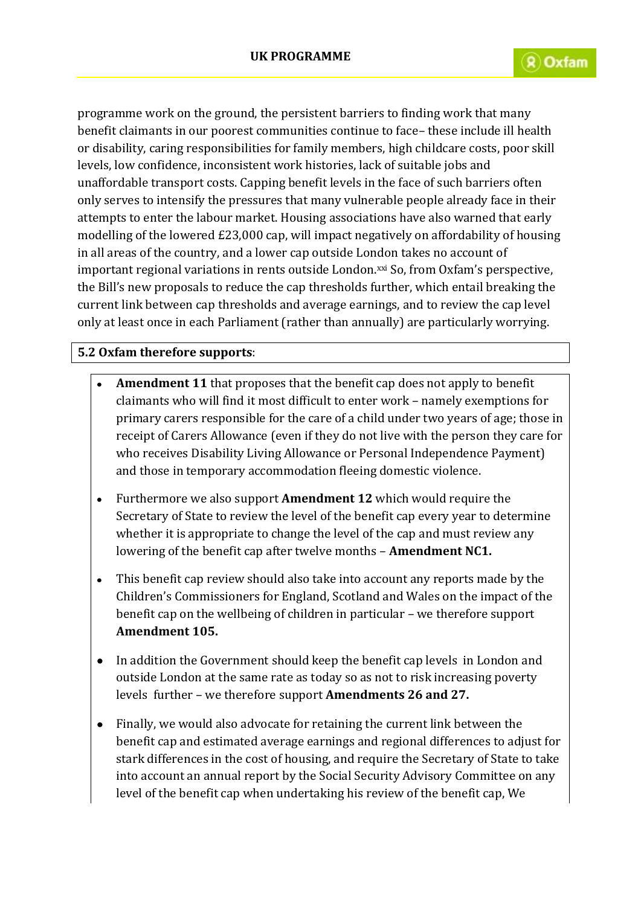programme work on the ground, the persistent barriers to finding work that many benefit claimants in our poorest communities continue to face– these include ill health or disability, caring responsibilities for family members, high childcare costs, poor skill levels, low confidence, inconsistent work histories, lack of suitable jobs and unaffordable transport costs. Capping benefit levels in the face of such barriers often only serves to intensify the pressures that many vulnerable people already face in their attempts to enter the labour market. Housing associations have also warned that early modelling of the lowered £23,000 cap, will impact negatively on affordability of housing in all areas of the country, and a lower cap outside London takes no account of important regional variations in rents outside London.[xxi] So, from Oxfam's perspective, the Bill's new proposals to reduce the cap thresholds further, which entail breaking the current link between cap thresholds and average earnings, and to review the cap level only at least once in each Parliament (rather than annually) are particularly worrying.

**5.2 Oxfam therefore supports**:

- **Amendment 11** that proposes that the benefit cap does not apply to benefit claimants who will find it most difficult to enter work – namely exemptions for primary carers responsible for the care of a child under two years of age; those in receipt of Carers Allowance (even if they do not live with the person they care for who receives Disability Living Allowance or Personal Independence Payment) and those in temporary accommodation fleeing domestic violence.
- Furthermore we also support **Amendment 12** which would require the Secretary of State to review the level of the benefit cap every year to determine whether it is appropriate to change the level of the cap and must review any lowering of the benefit cap after twelve months – **Amendment NC1.**
- This benefit cap review should also take into account any reports made by the Children's Commissioners for England, Scotland and Wales on the impact of the benefit cap on the wellbeing of children in particular – we therefore support **Amendment 105.**
- In addition the Government should keep the benefit cap levels in London and outside London at the same rate as today so as not to risk increasing poverty levels further – we therefore support **Amendments 26 and 27.**
- Finally, we would also advocate for retaining the current link between the benefit cap and estimated average earnings and regional differences to adjust for stark differences in the cost of housing, and require the Secretary of State to take into account an annual report by the Social Security Advisory Committee on any level of the benefit cap when undertaking his review of the benefit cap, We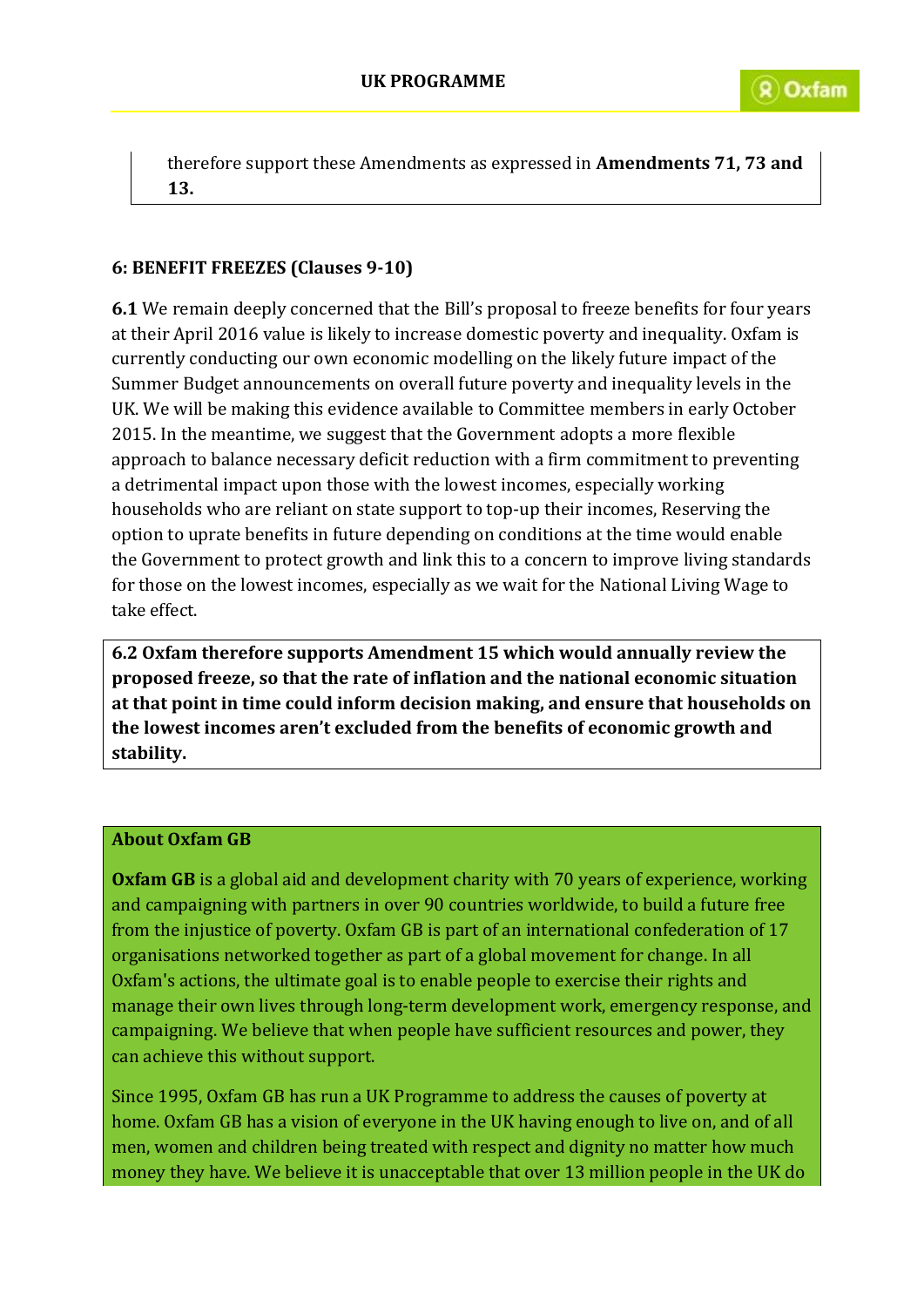therefore support these Amendments as expressed in **Amendments 71, 73 and 13.**

## 6: BENEFIT FREEZES (Clauses 9-10)

**6.1** We remain deeply concerned that the Bill's proposal to freeze benefits for four years at their April 2016 value is likely to increase domestic poverty and inequality. Oxfam is currently conducting our own economic modelling on the likely future impact of the Summer Budget announcements on overall future poverty and inequality levels in the UK. We will be making this evidence available to Committee members in early October 2015. In the meantime, we suggest that the Government adopts a more flexible approach to balance necessary deficit reduction with a firm commitment to preventing a detrimental impact upon those with the lowest incomes, especially working households who are reliant on state support to top-up their incomes, Reserving the option to uprate benefits in future depending on conditions at the time would enable the Government to protect growth and link this to a concern to improve living standards for those on the lowest incomes, especially as we wait for the National Living Wage to take effect.

**6.2 Oxfam therefore supports Amendment 15 which would annually review the proposed freeze, so that the rate of inflation and the national economic situation at that point in time could inform decision making, and ensure that households on the lowest incomes aren't excluded from the benefits of economic growth and stability.**

### About Oxfam GB

**Oxfam GB** is a global aid and development charity with 70 years of experience, working and campaigning with partners in over 90 countries worldwide, to build a future free from the injustice of poverty. Oxfam GB is part of an international confederation of 17 organisations networked together as part of a global movement for change. In all Oxfam's actions, the ultimate goal is to enable people to exercise their rights and manage their own lives through long-term development work, emergency response, and campaigning. We believe that when people have sufficient resources and power, they can achieve this without support.

Since 1995, Oxfam GB has run a UK Programme to address the causes of poverty at home. Oxfam GB has a vision of everyone in the UK having enough to live on, and of all men, women and children being treated with respect and dignity no matter how much money they have. We believe it is unacceptable that over 13 million people in the UK do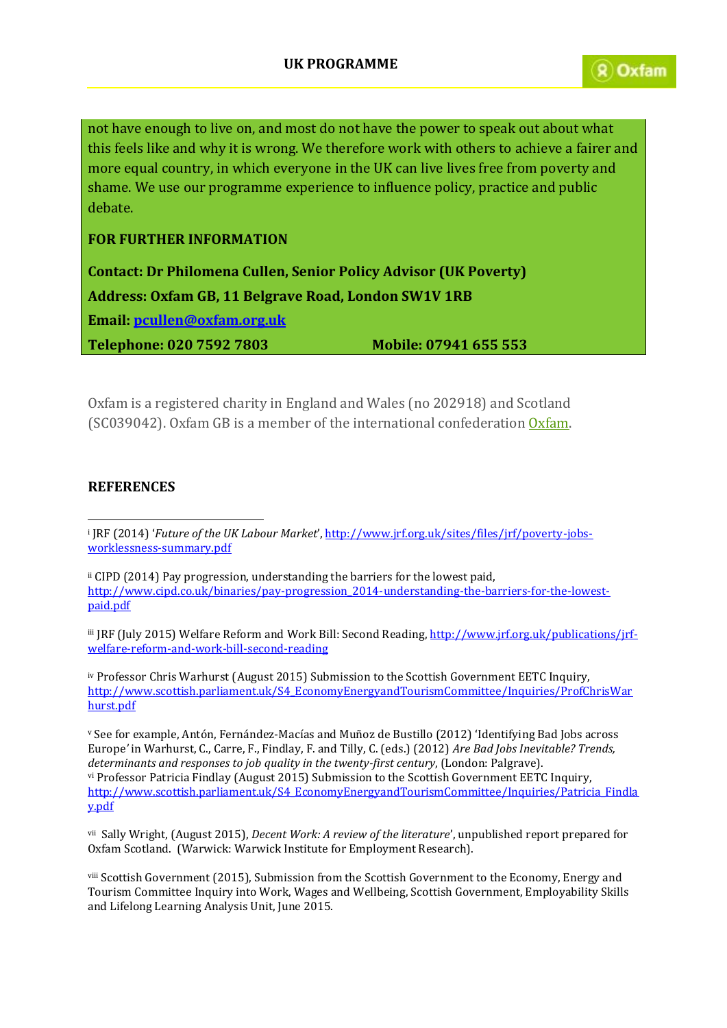not have enough to live on, and most do not have the power to speak out about what this feels like and why it is wrong. We therefore work with others to achieve a fairer and more equal country, in which everyone in the UK can live lives free from poverty and shame. We use our programme experience to influence policy, practice and public debate.

**FOR FURTHER INFORMATION**

**Contact: Dr Philomena Cullen, Senior Policy Advisor (UK Poverty)**

**Address: Oxfam GB, 11 Belgrave Road, London SW1V 1RB**

**Email: [pcullen@oxfam.org.uk](mailto:pcullen@oxfam.org.uk)**

**Telephone: 020 7592 7803 Mobile: 07941 655 553**

Oxfam is a registered charity in England and Wales (no 202918) and Scotland (SC039042). Oxfam GB is a member of the international confederation Oxfam.

## REFERENCES

[i] JRF (2014) '*Future of the UK Labour Market*', http://www.jrf.org.uk/sites/files/jrf/poverty-jobs-worklessness-summary.pdf

[ii] CIPD (2014) Pay progression, understanding the barriers for the lowest paid, http://www.cipd.co.uk/binaries/pay-progression_2014-understanding-the-barriers-for-the-lowest-paid.pdf

[iii] JRF (July 2015) Welfare Reform and Work Bill: Second Reading, http://www.jrf.org.uk/publications/jrf-welfare-reform-and-work-bill-second-reading

[iv] Professor Chris Warhurst (August 2015) Submission to the Scottish Government EETC Inquiry, http://www.scottish.parliament.uk/S4_EconomyEnergyandTourismCommittee/Inquiries/ProfChrisWarhurst.pdf

[v] See for example, Antón, Fernández-Macías and Muñoz de Bustillo (2012) 'Identifying Bad Jobs across Europe*'* in Warhurst, C., Carre, F., Findlay, F. and Tilly, C. (eds.) (2012) *Are Bad Jobs Inevitable? Trends, determinants and responses to job quality in the twenty-first century*, (London: Palgrave).

[vi] Professor Patricia Findlay (August 2015) Submission to the Scottish Government EETC Inquiry, http://www.scottish.parliament.uk/S4_EconomyEnergyandTourismCommittee/Inquiries/Patricia_Findlay.pdf

[vii] Sally Wright, (August 2015), *Decent Work: A review of the literature*', unpublished report prepared for Oxfam Scotland. (Warwick: Warwick Institute for Employment Research).

[viii] Scottish Government (2015), Submission from the Scottish Government to the Economy, Energy and Tourism Committee Inquiry into Work, Wages and Wellbeing, Scottish Government, Employability Skills and Lifelong Learning Analysis Unit, June 2015.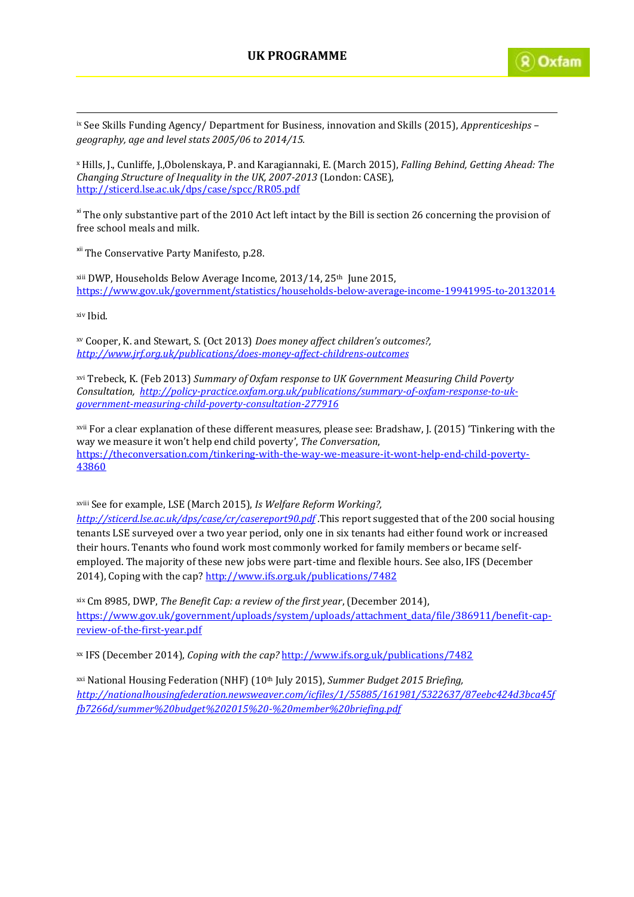[ix] See Skills Funding Agency/ Department for Business, innovation and Skills (2015), *Apprenticeships – geography, age and level stats 2005/06 to 2014/15.*

[x] Hills, J., Cunliffe, J.,Obolenskaya, P. and Karagiannaki, E. (March 2015), *Falling Behind, Getting Ahead: The Changing Structure of Inequality in the UK, 2007-2013* (London: CASE), http://sticerd.lse.ac.uk/dps/case/spcc/RR05.pdf

[xi] The only substantive part of the 2010 Act left intact by the Bill is section 26 concerning the provision of free school meals and milk.

[xii] The Conservative Party Manifesto, p.28.

[xiii] DWP, Households Below Average Income, 2013/14, 25th June 2015, https://www.gov.uk/government/statistics/households-below-average-income-19941995-to-20132014

[xiv] Ibid.

[xv] Cooper, K. and Stewart, S. (Oct 2013) *Does money affect children's outcomes?, http://www.jrf.org.uk/publications/does-money-affect-childrens-outcomes*

[xvi] Trebeck, K. (Feb 2013) *Summary of Oxfam response to UK Government Measuring Child Poverty Consultation, http://policy-practice.oxfam.org.uk/publications/summary-of-oxfam-response-to-uk-government-measuring-child-poverty-consultation-277916*

[xvii] For a clear explanation of these different measures, please see: Bradshaw, J. (2015) 'Tinkering with the way we measure it won't help end child poverty', *The Conversation*, https://theconversation.com/tinkering-with-the-way-we-measure-it-wont-help-end-child-poverty-43860

[xviii] See for example, LSE (March 2015), *Is Welfare Reform Working?, http://sticerd.lse.ac.uk/dps/case/cr/casereport90.pdf* .This report suggested that of the 200 social housing tenants LSE surveyed over a two year period, only one in six tenants had either found work or increased their hours. Tenants who found work most commonly worked for family members or became self-employed. The majority of these new jobs were part-time and flexible hours. See also, IFS (December 2014), Coping with the cap? http://www.ifs.org.uk/publications/7482

[xix] Cm 8985, DWP, *The Benefit Cap: a review of the first year*, (December 2014), https://www.gov.uk/government/uploads/system/uploads/attachment_data/file/386911/benefit-cap-review-of-the-first-year.pdf

[xx] IFS (December 2014), *Coping with the cap?* http://www.ifs.org.uk/publications/7482

[xxi] National Housing Federation (NHF) (10th July 2015), *Summer Budget 2015 Briefing, http://nationalhousingfederation.newsweaver.com/icfiles/1/55885/161981/5322637/87eebc424d3bca45ffb7266d/summer%20budget%202015%20-%20member%20briefing.pdf*